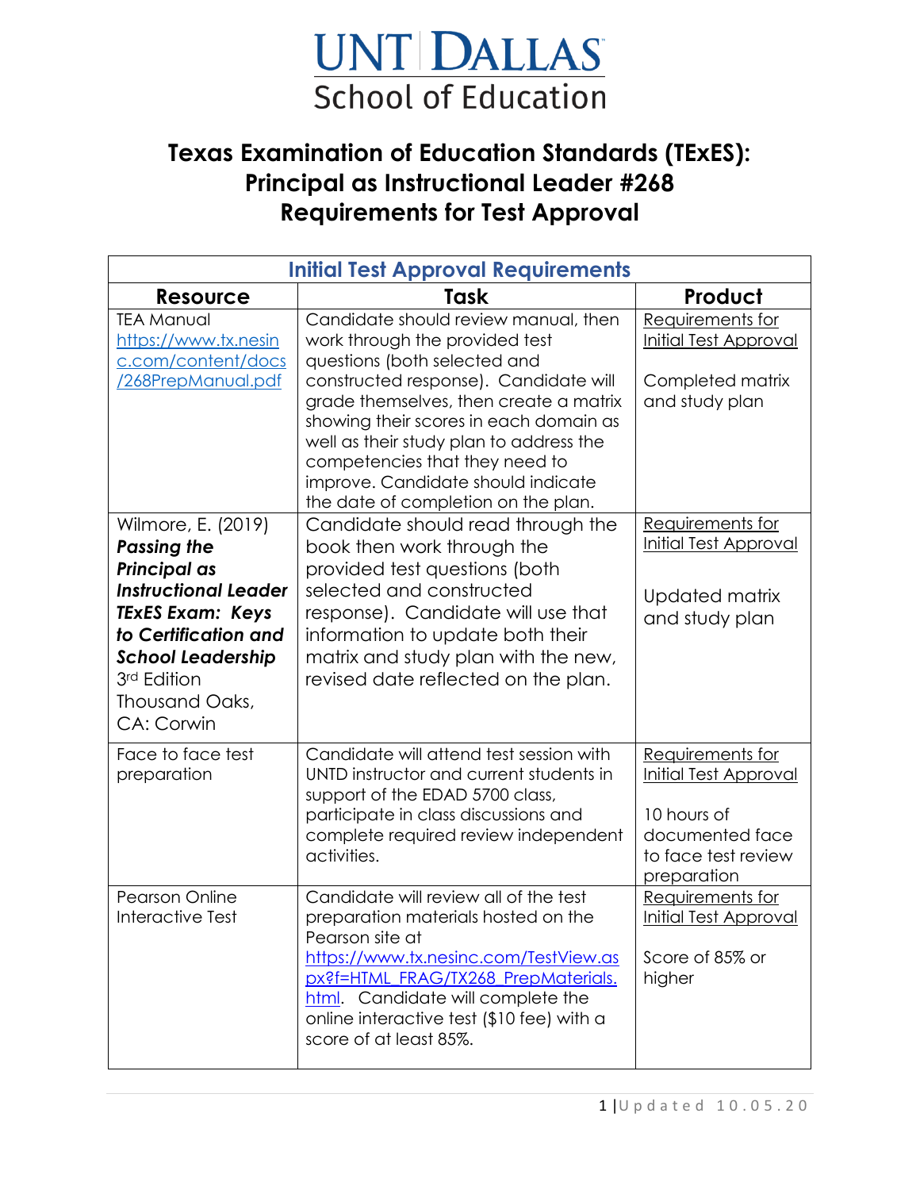# UNT DALLAS School of Education

## Texas Examination of Education Standards (TExES): Principal as Instructional Leader #268 Requirements for Test Approval

| Initial Test Approval Requirements | | |
|---|---|---|
| **Resource** | **Task** | **Product** |
| TEA Manual https://www.tx.nesinc.com/content/docs/268PrepManual.pdf | Candidate should review manual, then work through the provided test questions (both selected and constructed response). Candidate will grade themselves, then create a matrix showing their scores in each domain as well as their study plan to address the competencies that they need to improve. Candidate should indicate the date of completion on the plan. | Requirements for Initial Test Approval<br><br>Completed matrix and study plan |
| Wilmore, E. (2019) ***Passing the Principal as Instructional Leader TExES Exam: Keys to Certification and School Leadership*** 3rd Edition Thousand Oaks, CA: Corwin | Candidate should read through the book then work through the provided test questions (both selected and constructed response). Candidate will use that information to update both their matrix and study plan with the new, revised date reflected on the plan. | Requirements for Initial Test Approval<br><br>Updated matrix and study plan |
| Face to face test preparation | Candidate will attend test session with UNTD instructor and current students in support of the EDAD 5700 class, participate in class discussions and complete required review independent activities. | Requirements for Initial Test Approval<br><br>10 hours of documented face to face test review preparation |
| Pearson Online Interactive Test | Candidate will review all of the test preparation materials hosted on the Pearson site at https://www.tx.nesinc.com/TestView.aspx?f=HTML_FRAG/TX268_PrepMaterials.html. Candidate will complete the online interactive test ($10 fee) with a score of at least 85%. | Requirements for Initial Test Approval<br><br>Score of 85% or higher |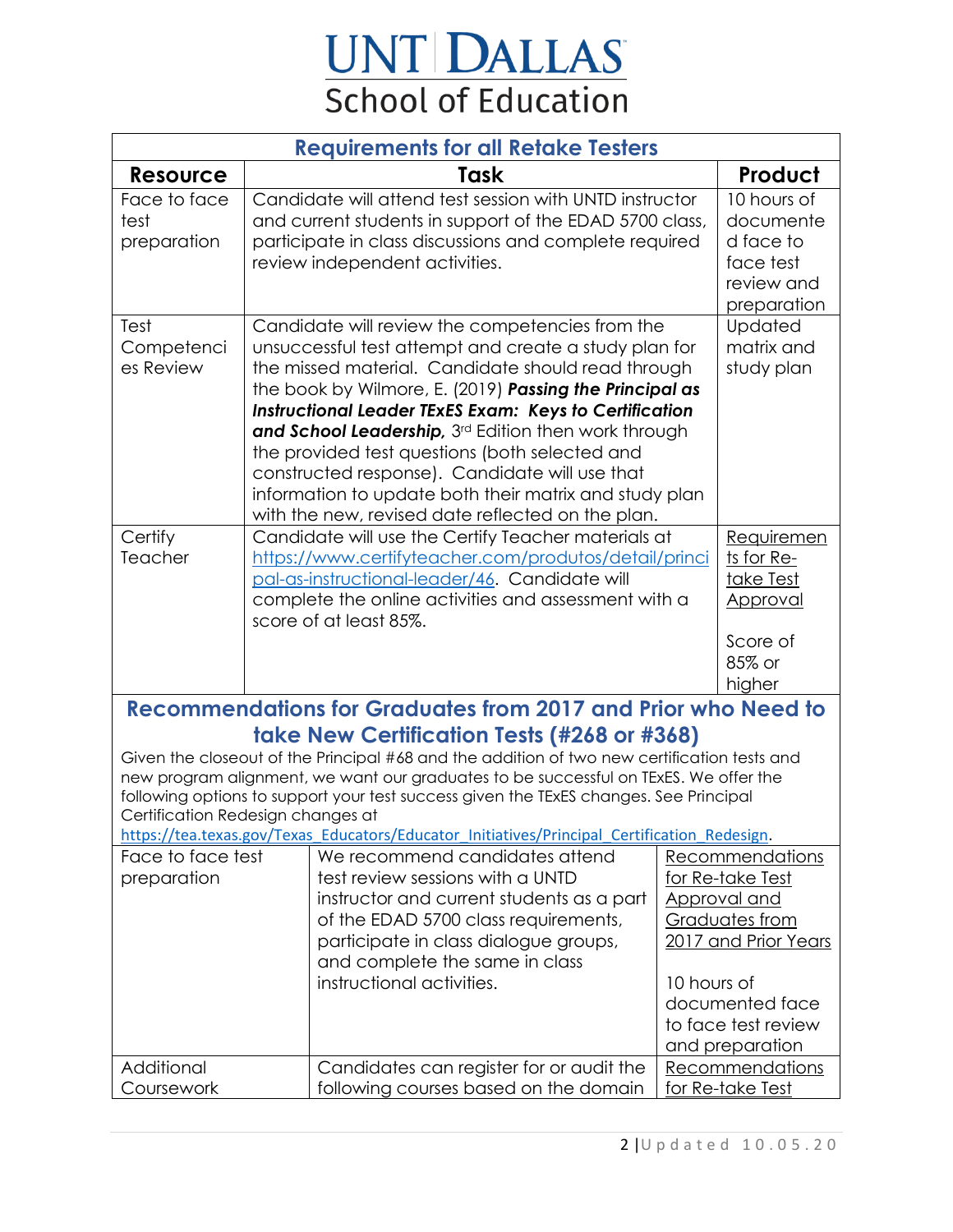# UNT DALLAS
## School of Education

| Requirements for all Retake Testers | | |
|---|---|---|
| **Resource** | **Task** | **Product** |
| Face to face test preparation | Candidate will attend test session with UNTD instructor and current students in support of the EDAD 5700 class, participate in class discussions and complete required review independent activities. | 10 hours of documented face to face test review and preparation |
| Test Competencies Review | Candidate will review the competencies from the unsuccessful test attempt and create a study plan for the missed material. Candidate should read through the book by Wilmore, E. (2019) ***Passing the Principal as Instructional Leader TExES Exam: Keys to Certification and School Leadership,*** 3rd Edition then work through the provided test questions (both selected and constructed response). Candidate will use that information to update both their matrix and study plan with the new, revised date reflected on the plan. | Updated matrix and study plan |
| Certify Teacher | Candidate will use the Certify Teacher materials at https://www.certifyteacher.com/produtos/detail/principal-as-instructional-leader/46. Candidate will complete the online activities and assessment with a score of at least 85%. | Requirements for Re-take Test Approval<br><br>Score of 85% or higher |

## Recommendations for Graduates from 2017 and Prior who Need to take New Certification Tests (#268 or #368)

Given the closeout of the Principal #68 and the addition of two new certification tests and new program alignment, we want our graduates to be successful on TExES. We offer the following options to support your test success given the TExES changes. See Principal Certification Redesign changes at https://tea.texas.gov/Texas_Educators/Educator_Initiatives/Principal_Certification_Redesign.

| | | |
|---|---|---|
| Face to face test preparation | We recommend candidates attend test review sessions with a UNTD instructor and current students as a part of the EDAD 5700 class requirements, participate in class dialogue groups, and complete the same in class instructional activities. | Recommendations for Re-take Test Approval and Graduates from 2017 and Prior Years<br><br>10 hours of documented face to face test review and preparation |
| Additional Coursework | Candidates can register for or audit the following courses based on the domain | Recommendations for Re-take Test |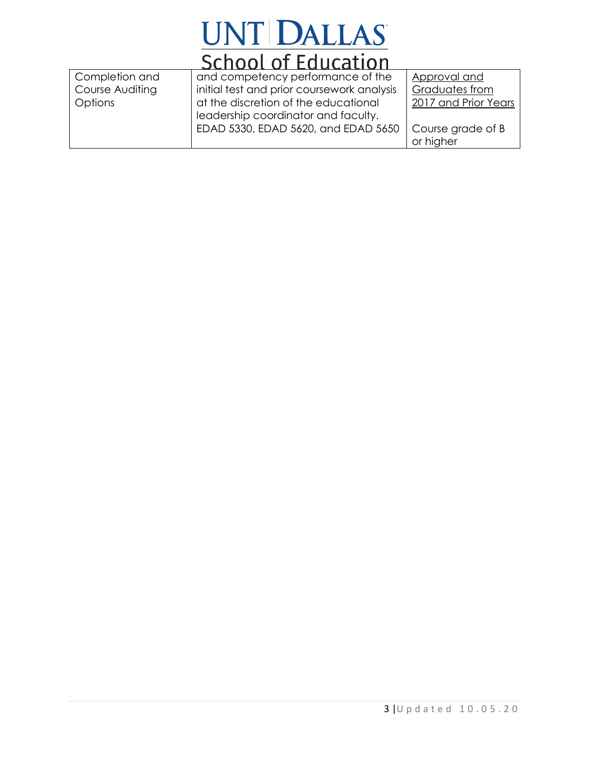| | | |
|---|---|---|
| Completion and Course Auditing Options | and competency performance of the initial test and prior coursework analysis at the discretion of the educational leadership coordinator and faculty.<br>EDAD 5330, EDAD 5620, and EDAD 5650 | Approval and Graduates from 2017 and Prior Years<br><br>Course grade of B or higher |